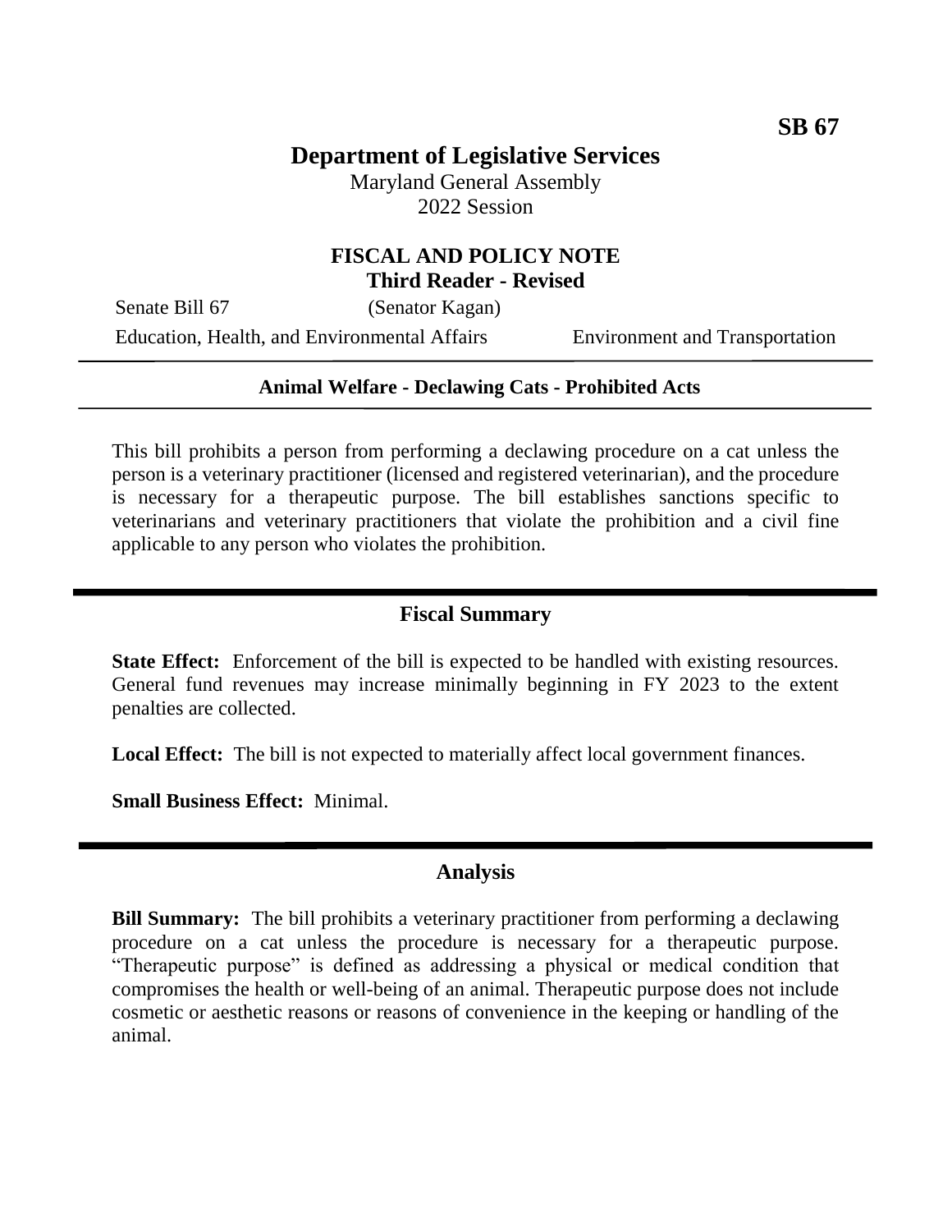**SB 67**

# Department of Legislative Services

Maryland General Assembly
2022 Session

## FISCAL AND POLICY NOTE
### Third Reader - Revised

Senate Bill 67 (Senator Kagan)

Education, Health, and Environmental Affairs Environment and Transportation

---

**Animal Welfare - Declawing Cats - Prohibited Acts**

---

This bill prohibits a person from performing a declawing procedure on a cat unless the person is a veterinary practitioner (licensed and registered veterinarian), and the procedure is necessary for a therapeutic purpose. The bill establishes sanctions specific to veterinarians and veterinary practitioners that violate the prohibition and a civil fine applicable to any person who violates the prohibition.

---

## Fiscal Summary

**State Effect:** Enforcement of the bill is expected to be handled with existing resources. General fund revenues may increase minimally beginning in FY 2023 to the extent penalties are collected.

**Local Effect:** The bill is not expected to materially affect local government finances.

**Small Business Effect:** Minimal.

---

## Analysis

**Bill Summary:** The bill prohibits a veterinary practitioner from performing a declawing procedure on a cat unless the procedure is necessary for a therapeutic purpose. "Therapeutic purpose" is defined as addressing a physical or medical condition that compromises the health or well-being of an animal. Therapeutic purpose does not include cosmetic or aesthetic reasons or reasons of convenience in the keeping or handling of the animal.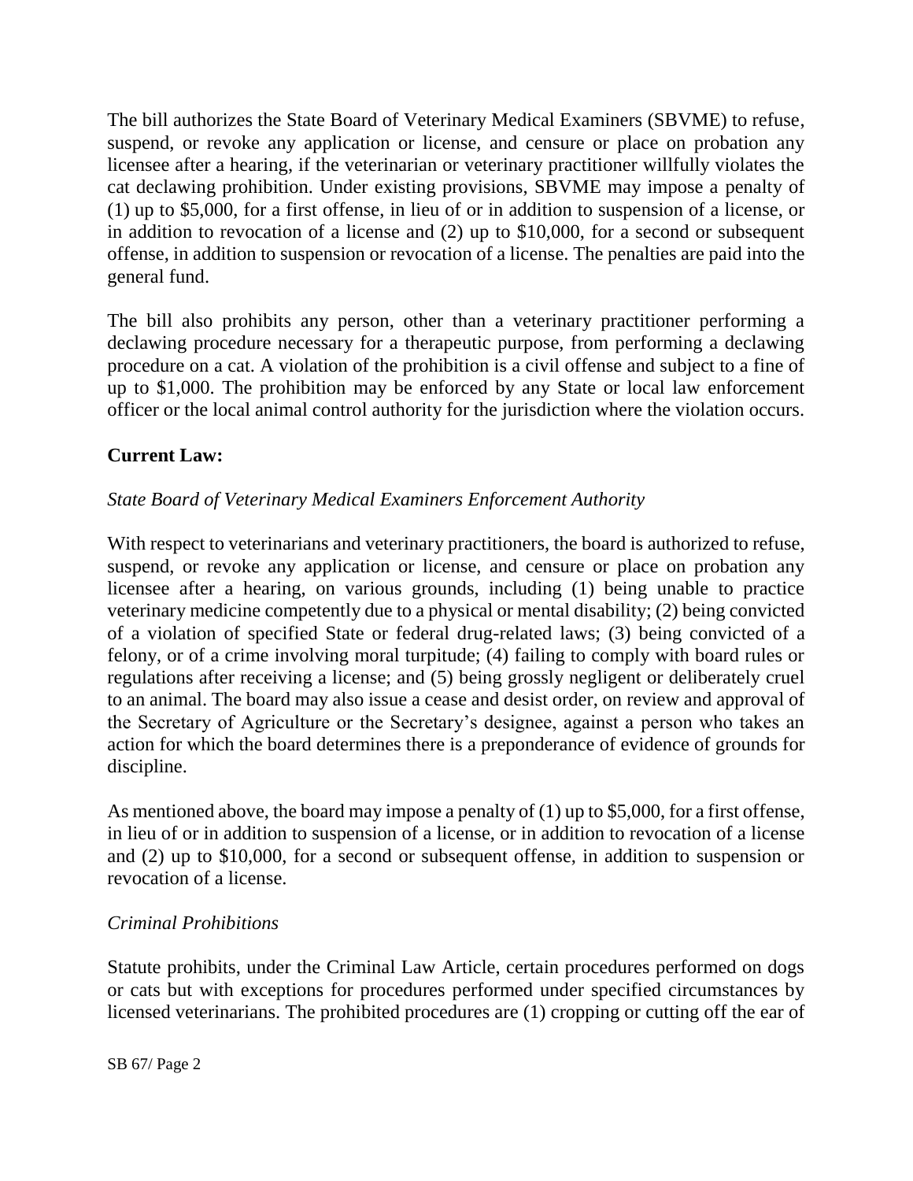The bill authorizes the State Board of Veterinary Medical Examiners (SBVME) to refuse, suspend, or revoke any application or license, and censure or place on probation any licensee after a hearing, if the veterinarian or veterinary practitioner willfully violates the cat declawing prohibition. Under existing provisions, SBVME may impose a penalty of (1) up to $5,000, for a first offense, in lieu of or in addition to suspension of a license, or in addition to revocation of a license and (2) up to $10,000, for a second or subsequent offense, in addition to suspension or revocation of a license. The penalties are paid into the general fund.

The bill also prohibits any person, other than a veterinary practitioner performing a declawing procedure necessary for a therapeutic purpose, from performing a declawing procedure on a cat. A violation of the prohibition is a civil offense and subject to a fine of up to $1,000. The prohibition may be enforced by any State or local law enforcement officer or the local animal control authority for the jurisdiction where the violation occurs.

**Current Law:**

*State Board of Veterinary Medical Examiners Enforcement Authority*

With respect to veterinarians and veterinary practitioners, the board is authorized to refuse, suspend, or revoke any application or license, and censure or place on probation any licensee after a hearing, on various grounds, including (1) being unable to practice veterinary medicine competently due to a physical or mental disability; (2) being convicted of a violation of specified State or federal drug-related laws; (3) being convicted of a felony, or of a crime involving moral turpitude; (4) failing to comply with board rules or regulations after receiving a license; and (5) being grossly negligent or deliberately cruel to an animal. The board may also issue a cease and desist order, on review and approval of the Secretary of Agriculture or the Secretary's designee, against a person who takes an action for which the board determines there is a preponderance of evidence of grounds for discipline.

As mentioned above, the board may impose a penalty of (1) up to $5,000, for a first offense, in lieu of or in addition to suspension of a license, or in addition to revocation of a license and (2) up to $10,000, for a second or subsequent offense, in addition to suspension or revocation of a license.

*Criminal Prohibitions*

Statute prohibits, under the Criminal Law Article, certain procedures performed on dogs or cats but with exceptions for procedures performed under specified circumstances by licensed veterinarians. The prohibited procedures are (1) cropping or cutting off the ear of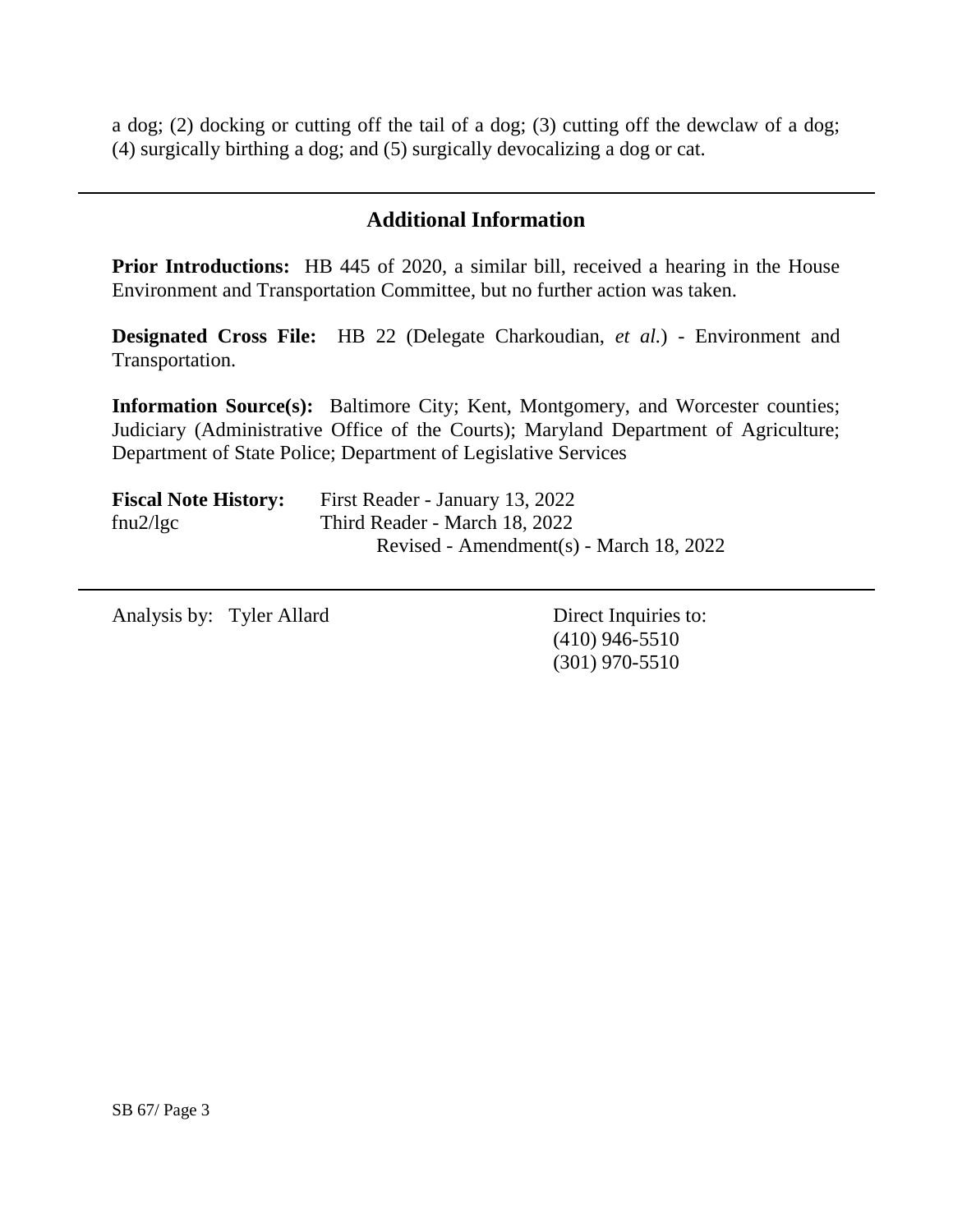a dog; (2) docking or cutting off the tail of a dog; (3) cutting off the dewclaw of a dog; (4) surgically birthing a dog; and (5) surgically devocalizing a dog or cat.

---

## Additional Information

**Prior Introductions:** HB 445 of 2020, a similar bill, received a hearing in the House Environment and Transportation Committee, but no further action was taken.

**Designated Cross File:** HB 22 (Delegate Charkoudian, *et al.*) - Environment and Transportation.

**Information Source(s):** Baltimore City; Kent, Montgomery, and Worcester counties; Judiciary (Administrative Office of the Courts); Maryland Department of Agriculture; Department of State Police; Department of Legislative Services

**Fiscal Note History:** First Reader - January 13, 2022
fnu2/lgc Third Reader - March 18, 2022
Revised - Amendment(s) - March 18, 2022

---

Analysis by: Tyler Allard

Direct Inquiries to:
(410) 946-5510
(301) 970-5510